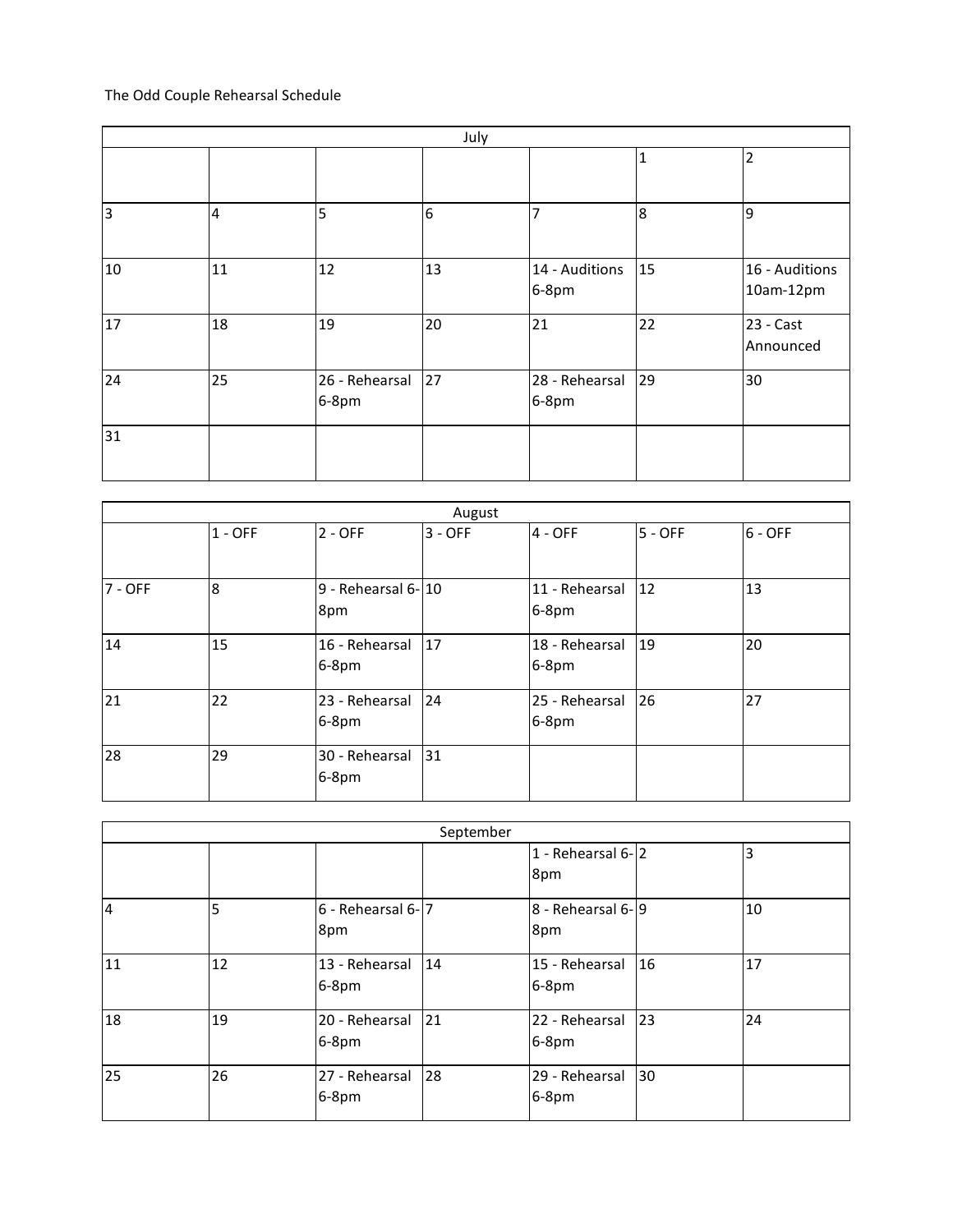The Odd Couple Rehearsal Schedule

| July | | | | | | |
|---|---|---|---|---|---|---|
| | | | | | 1 | 2 |
| 3 | 4 | 5 | 6 | 7 | 8 | 9 |
| 10 | 11 | 12 | 13 | 14 - Auditions 6-8pm | 15 | 16 - Auditions 10am-12pm |
| 17 | 18 | 19 | 20 | 21 | 22 | 23 - Cast Announced |
| 24 | 25 | 26 - Rehearsal 6-8pm | 27 | 28 - Rehearsal 6-8pm | 29 | 30 |
| 31 | | | | | | |

| August | | | | | | |
|---|---|---|---|---|---|---|
| | 1 - OFF | 2 - OFF | 3 - OFF | 4 - OFF | 5 - OFF | 6 - OFF |
| 7 - OFF | 8 | 9 - Rehearsal 6-8pm | 10 | 11 - Rehearsal 6-8pm | 12 | 13 |
| 14 | 15 | 16 - Rehearsal 6-8pm | 17 | 18 - Rehearsal 6-8pm | 19 | 20 |
| 21 | 22 | 23 - Rehearsal 6-8pm | 24 | 25 - Rehearsal 6-8pm | 26 | 27 |
| 28 | 29 | 30 - Rehearsal 6-8pm | 31 | | | |

| September | | | | | | |
|---|---|---|---|---|---|---|
| | | | | 1 - Rehearsal 6-8pm | 2 | 3 |
| 4 | 5 | 6 - Rehearsal 6-8pm | 7 | 8 - Rehearsal 6-8pm | 9 | 10 |
| 11 | 12 | 13 - Rehearsal 6-8pm | 14 | 15 - Rehearsal 6-8pm | 16 | 17 |
| 18 | 19 | 20 - Rehearsal 6-8pm | 21 | 22 - Rehearsal 6-8pm | 23 | 24 |
| 25 | 26 | 27 - Rehearsal 6-8pm | 28 | 29 - Rehearsal 6-8pm | 30 | |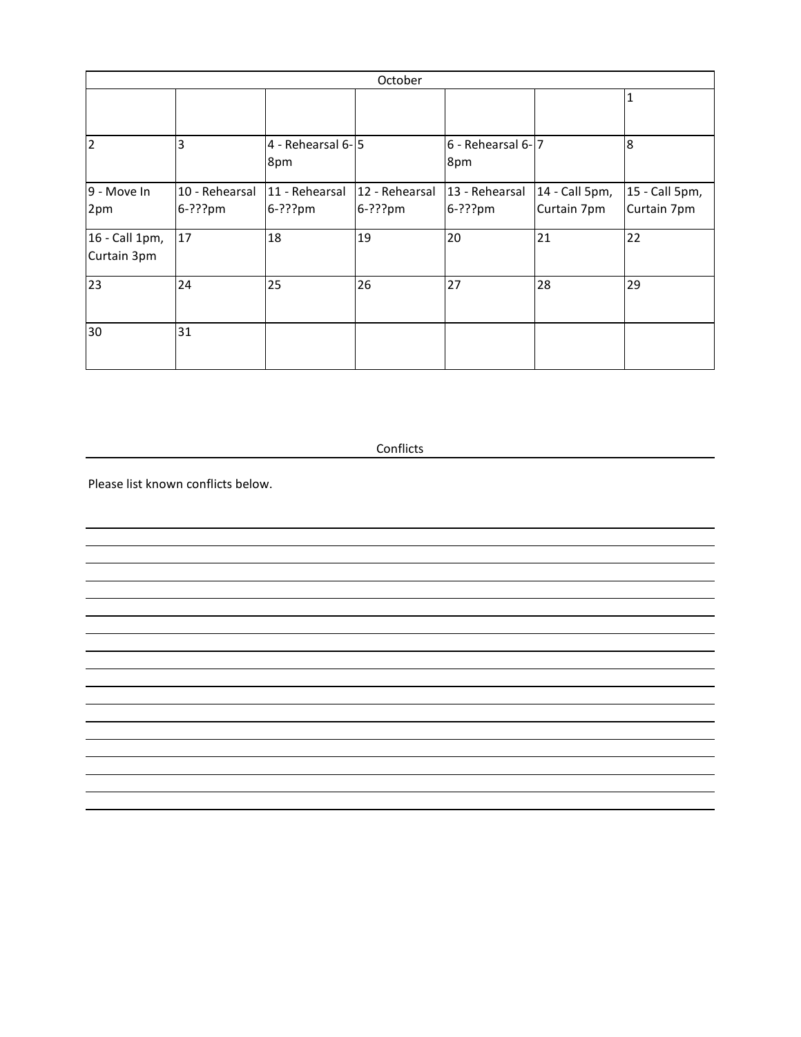| October | | | | | | |
|---|---|---|---|---|---|---|
| | | | | | | 1 |
| 2 | 3 | 4 - Rehearsal 6-8pm | 5 | 6 - Rehearsal 6-8pm | 7 | 8 |
| 9 - Move In 2pm | 10 - Rehearsal 6-???pm | 11 - Rehearsal 6-???pm | 12 - Rehearsal 6-???pm | 13 - Rehearsal 6-???pm | 14 - Call 5pm, Curtain 7pm | 15 - Call 5pm, Curtain 7pm |
| 16 - Call 1pm, Curtain 3pm | 17 | 18 | 19 | 20 | 21 | 22 |
| 23 | 24 | 25 | 26 | 27 | 28 | 29 |
| 30 | 31 | | | | | |

## Conflicts

Please list known conflicts below.